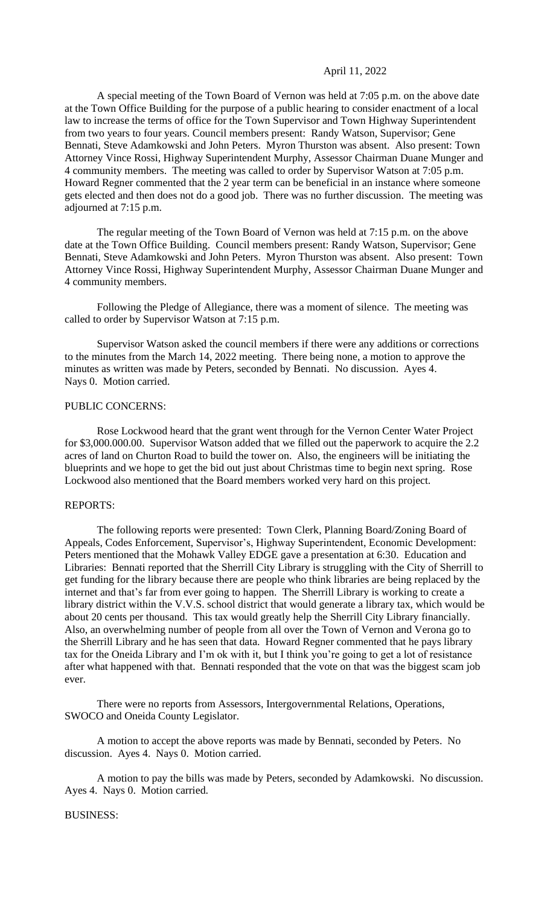April 11, 2022

A special meeting of the Town Board of Vernon was held at 7:05 p.m. on the above date at the Town Office Building for the purpose of a public hearing to consider enactment of a local law to increase the terms of office for the Town Supervisor and Town Highway Superintendent from two years to four years. Council members present: Randy Watson, Supervisor; Gene Bennati, Steve Adamkowski and John Peters. Myron Thurston was absent. Also present: Town Attorney Vince Rossi, Highway Superintendent Murphy, Assessor Chairman Duane Munger and 4 community members. The meeting was called to order by Supervisor Watson at 7:05 p.m. Howard Regner commented that the 2 year term can be beneficial in an instance where someone gets elected and then does not do a good job. There was no further discussion. The meeting was adjourned at 7:15 p.m.

The regular meeting of the Town Board of Vernon was held at 7:15 p.m. on the above date at the Town Office Building. Council members present: Randy Watson, Supervisor; Gene Bennati, Steve Adamkowski and John Peters. Myron Thurston was absent. Also present: Town Attorney Vince Rossi, Highway Superintendent Murphy, Assessor Chairman Duane Munger and 4 community members.

Following the Pledge of Allegiance, there was a moment of silence. The meeting was called to order by Supervisor Watson at 7:15 p.m.

Supervisor Watson asked the council members if there were any additions or corrections to the minutes from the March 14, 2022 meeting. There being none, a motion to approve the minutes as written was made by Peters, seconded by Bennati. No discussion. Ayes 4. Nays 0. Motion carried.

PUBLIC CONCERNS:

Rose Lockwood heard that the grant went through for the Vernon Center Water Project for $3,000.000.00. Supervisor Watson added that we filled out the paperwork to acquire the 2.2 acres of land on Churton Road to build the tower on. Also, the engineers will be initiating the blueprints and we hope to get the bid out just about Christmas time to begin next spring. Rose Lockwood also mentioned that the Board members worked very hard on this project.

REPORTS:

The following reports were presented: Town Clerk, Planning Board/Zoning Board of Appeals, Codes Enforcement, Supervisor's, Highway Superintendent, Economic Development: Peters mentioned that the Mohawk Valley EDGE gave a presentation at 6:30. Education and Libraries: Bennati reported that the Sherrill City Library is struggling with the City of Sherrill to get funding for the library because there are people who think libraries are being replaced by the internet and that's far from ever going to happen. The Sherrill Library is working to create a library district within the V.V.S. school district that would generate a library tax, which would be about 20 cents per thousand. This tax would greatly help the Sherrill City Library financially. Also, an overwhelming number of people from all over the Town of Vernon and Verona go to the Sherrill Library and he has seen that data. Howard Regner commented that he pays library tax for the Oneida Library and I'm ok with it, but I think you're going to get a lot of resistance after what happened with that. Bennati responded that the vote on that was the biggest scam job ever.

There were no reports from Assessors, Intergovernmental Relations, Operations, SWOCO and Oneida County Legislator.

A motion to accept the above reports was made by Bennati, seconded by Peters. No discussion. Ayes 4. Nays 0. Motion carried.

A motion to pay the bills was made by Peters, seconded by Adamkowski. No discussion. Ayes 4. Nays 0. Motion carried.

BUSINESS: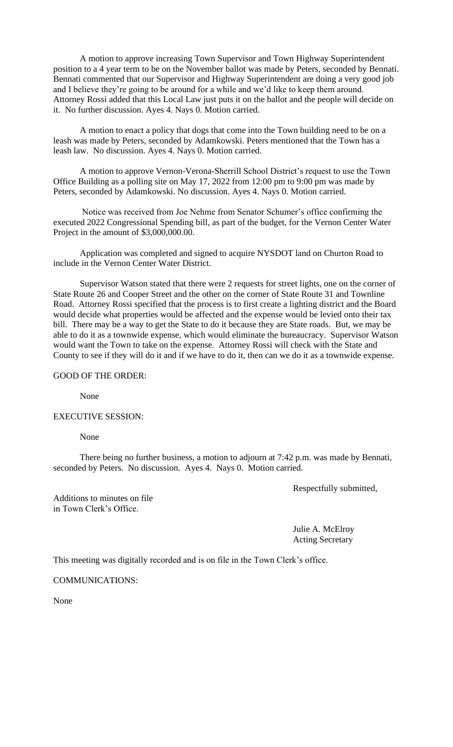A motion to approve increasing Town Supervisor and Town Highway Superintendent position to a 4 year term to be on the November ballot was made by Peters, seconded by Bennati. Bennati commented that our Supervisor and Highway Superintendent are doing a very good job and I believe they're going to be around for a while and we'd like to keep them around. Attorney Rossi added that this Local Law just puts it on the ballot and the people will decide on it. No further discussion. Ayes 4. Nays 0. Motion carried.

A motion to enact a policy that dogs that come into the Town building need to be on a leash was made by Peters, seconded by Adamkowski. Peters mentioned that the Town has a leash law. No discussion. Ayes 4. Nays 0. Motion carried.

A motion to approve Vernon-Verona-Sherrill School District's request to use the Town Office Building as a polling site on May 17, 2022 from 12:00 pm to 9:00 pm was made by Peters, seconded by Adamkowski. No discussion. Ayes 4. Nays 0. Motion carried.

Notice was received from Joe Nehme from Senator Schumer's office confirming the executed 2022 Congressional Spending bill, as part of the budget, for the Vernon Center Water Project in the amount of $3,000,000.00.

Application was completed and signed to acquire NYSDOT land on Churton Road to include in the Vernon Center Water District.

Supervisor Watson stated that there were 2 requests for street lights, one on the corner of State Route 26 and Cooper Street and the other on the corner of State Route 31 and Townline Road. Attorney Rossi specified that the process is to first create a lighting district and the Board would decide what properties would be affected and the expense would be levied onto their tax bill. There may be a way to get the State to do it because they are State roads. But, we may be able to do it as a townwide expense, which would eliminate the bureaucracy. Supervisor Watson would want the Town to take on the expense. Attorney Rossi will check with the State and County to see if they will do it and if we have to do it, then can we do it as a townwide expense.

GOOD OF THE ORDER:

None

EXECUTIVE SESSION:

None

There being no further business, a motion to adjourn at 7:42 p.m. was made by Bennati, seconded by Peters. No discussion. Ayes 4. Nays 0. Motion carried.

Respectfully submitted,

Additions to minutes on file
in Town Clerk's Office.

Julie A. McElroy
Acting Secretary

This meeting was digitally recorded and is on file in the Town Clerk's office.

COMMUNICATIONS:

None